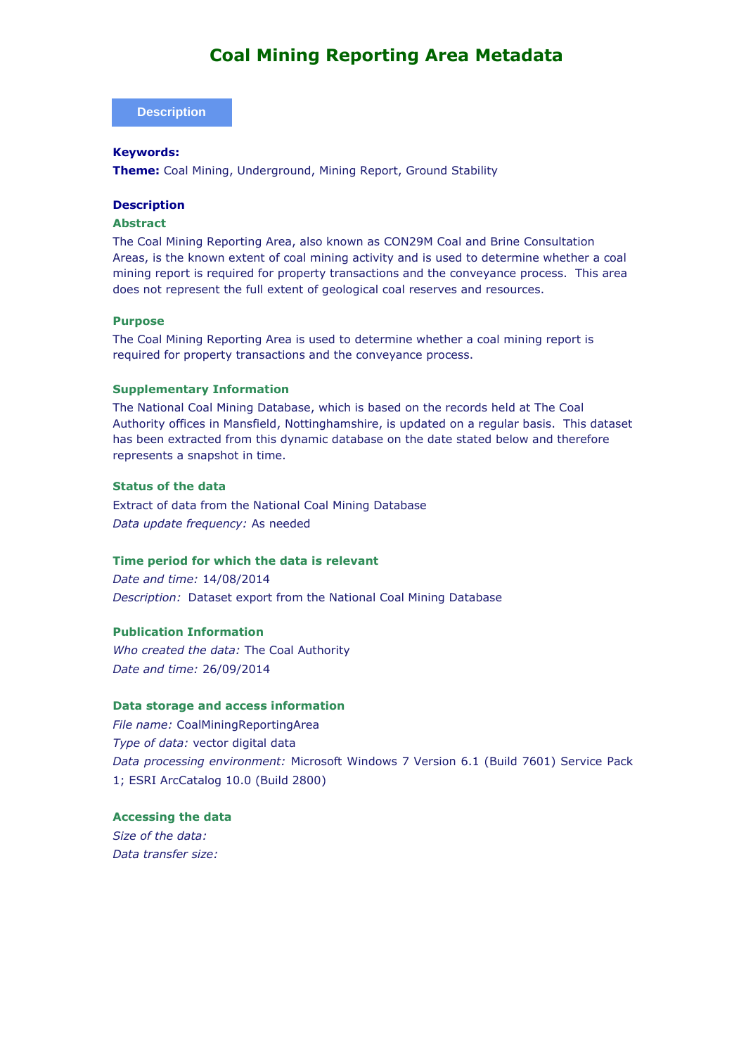# Coal Mining Reporting Area Metadata

## Description

**Keywords:**

**Theme:** Coal Mining, Underground, Mining Report, Ground Stability

### Description

#### Abstract

The Coal Mining Reporting Area, also known as CON29M Coal and Brine Consultation Areas, is the known extent of coal mining activity and is used to determine whether a coal mining report is required for property transactions and the conveyance process. This area does not represent the full extent of geological coal reserves and resources.

#### Purpose

The Coal Mining Reporting Area is used to determine whether a coal mining report is required for property transactions and the conveyance process.

#### Supplementary Information

The National Coal Mining Database, which is based on the records held at The Coal Authority offices in Mansfield, Nottinghamshire, is updated on a regular basis. This dataset has been extracted from this dynamic database on the date stated below and therefore represents a snapshot in time.

#### Status of the data

Extract of data from the National Coal Mining Database

*Data update frequency:* As needed

#### Time period for which the data is relevant

*Date and time:* 14/08/2014

*Description:* Dataset export from the National Coal Mining Database

#### Publication Information

*Who created the data:* The Coal Authority

*Date and time:* 26/09/2014

#### Data storage and access information

*File name:* CoalMiningReportingArea

*Type of data:* vector digital data

*Data processing environment:* Microsoft Windows 7 Version 6.1 (Build 7601) Service Pack 1; ESRI ArcCatalog 10.0 (Build 2800)

#### Accessing the data

*Size of the data:*

*Data transfer size:*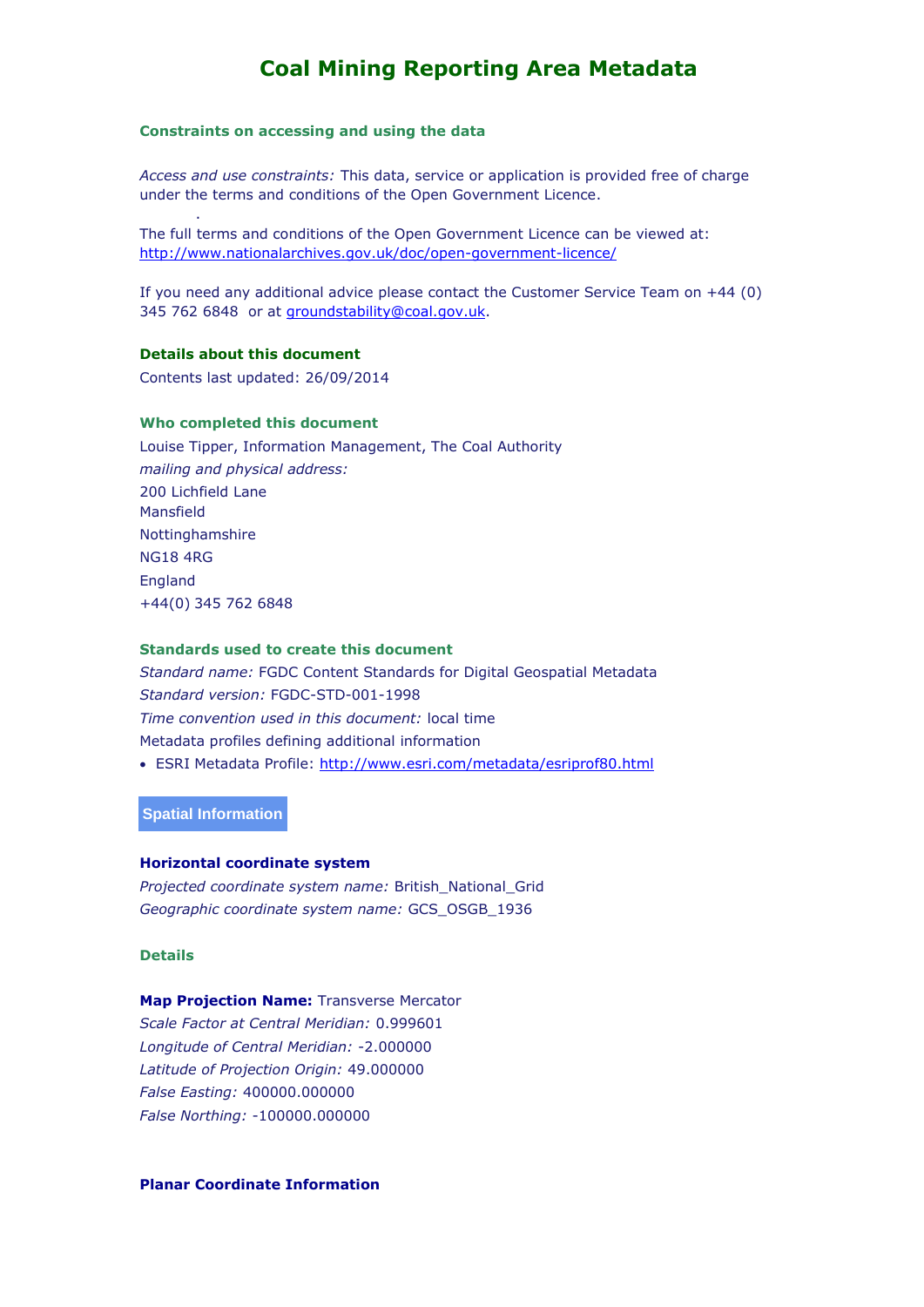# Coal Mining Reporting Area Metadata

### Constraints on accessing and using the data

*Access and use constraints:* This data, service or application is provided free of charge under the terms and conditions of the Open Government Licence.

.

The full terms and conditions of the Open Government Licence can be viewed at: http://www.nationalarchives.gov.uk/doc/open-government-licence/

If you need any additional advice please contact the Customer Service Team on +44 (0) 345 762 6848 or at groundstability@coal.gov.uk.

### Details about this document

Contents last updated: 26/09/2014

### Who completed this document

Louise Tipper, Information Management, The Coal Authority
*mailing and physical address:*
200 Lichfield Lane
Mansfield
Nottinghamshire
NG18 4RG
England
+44(0) 345 762 6848

### Standards used to create this document

*Standard name:* FGDC Content Standards for Digital Geospatial Metadata
*Standard version:* FGDC-STD-001-1998
*Time convention used in this document:* local time
Metadata profiles defining additional information

- ESRI Metadata Profile: http://www.esri.com/metadata/esriprof80.html

## Spatial Information

### Horizontal coordinate system

*Projected coordinate system name:* British_National_Grid
*Geographic coordinate system name:* GCS_OSGB_1936

### Details

**Map Projection Name:** Transverse Mercator
*Scale Factor at Central Meridian:* 0.999601
*Longitude of Central Meridian:* -2.000000
*Latitude of Projection Origin:* 49.000000
*False Easting:* 400000.000000
*False Northing:* -100000.000000

### Planar Coordinate Information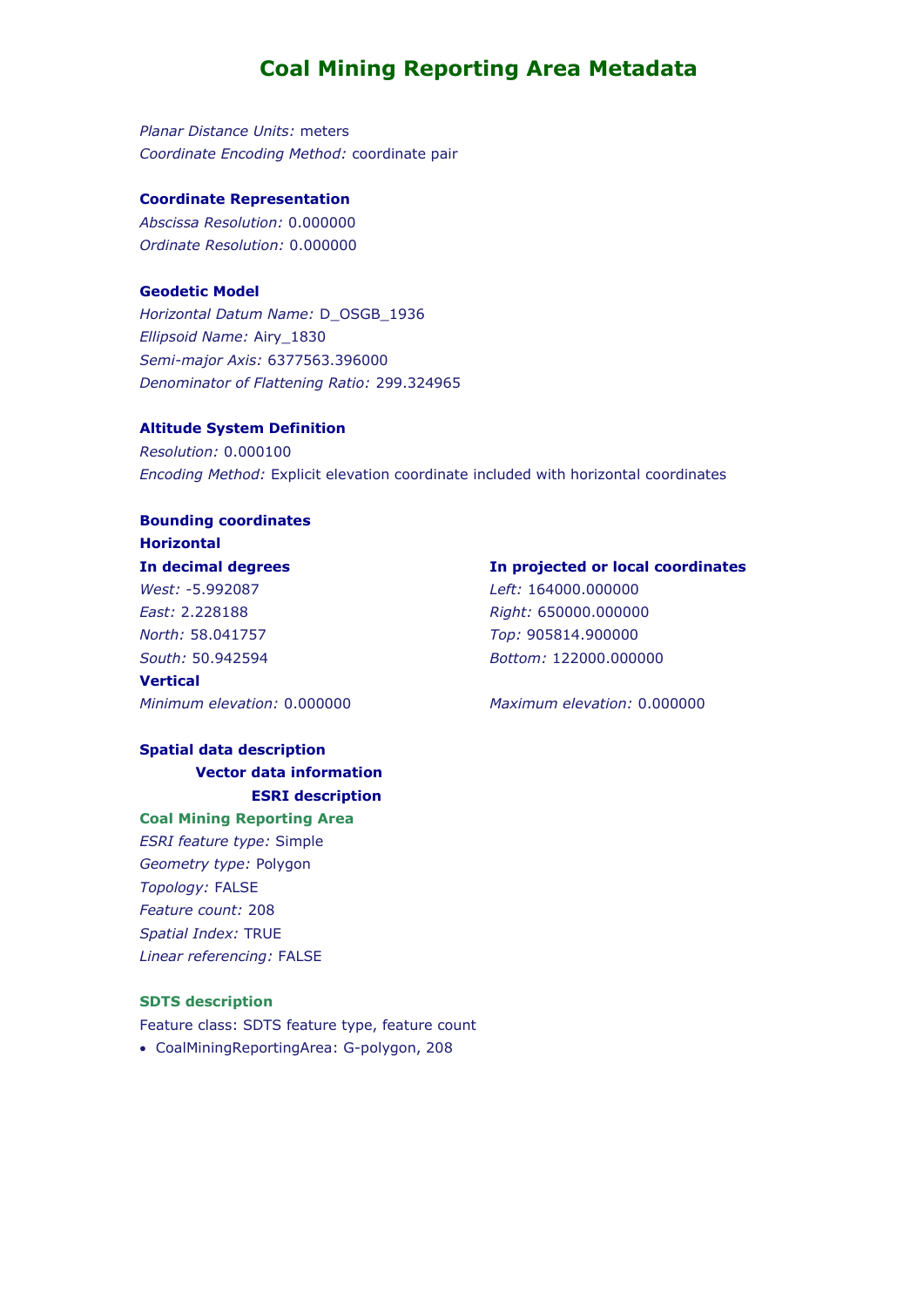# Coal Mining Reporting Area Metadata

*Planar Distance Units:* meters
*Coordinate Encoding Method:* coordinate pair

**Coordinate Representation**
*Abscissa Resolution:* 0.000000
*Ordinate Resolution:* 0.000000

**Geodetic Model**
*Horizontal Datum Name:* D_OSGB_1936
*Ellipsoid Name:* Airy_1830
*Semi-major Axis:* 6377563.396000
*Denominator of Flattening Ratio:* 299.324965

**Altitude System Definition**
*Resolution:* 0.000100
*Encoding Method:* Explicit elevation coordinate included with horizontal coordinates

**Bounding coordinates**
**Horizontal**

**In decimal degrees**
*West:* -5.992087
*East:* 2.228188
*North:* 58.041757
*South:* 50.942594

**In projected or local coordinates**
*Left:* 164000.000000
*Right:* 650000.000000
*Top:* 905814.900000
*Bottom:* 122000.000000

**Vertical**
*Minimum elevation:* 0.000000
*Maximum elevation:* 0.000000

**Spatial data description**
**Vector data information**
**ESRI description**

**Coal Mining Reporting Area**
*ESRI feature type:* Simple
*Geometry type:* Polygon
*Topology:* FALSE
*Feature count:* 208
*Spatial Index:* TRUE
*Linear referencing:* FALSE

**SDTS description**
Feature class: SDTS feature type, feature count

- CoalMiningReportingArea: G-polygon, 208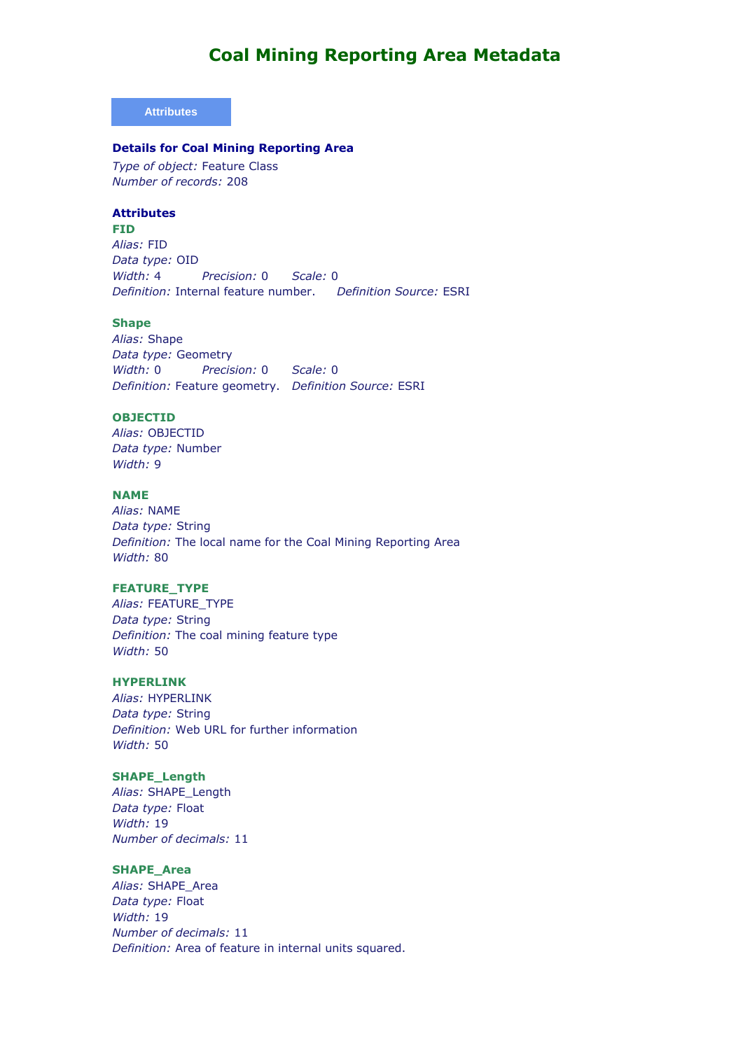# Coal Mining Reporting Area Metadata

**Attributes**

### Details for Coal Mining Reporting Area

*Type of object:* Feature Class
*Number of records:* 208

### Attributes

**FID**
*Alias:* FID
*Data type:* OID
*Width:* 4 *Precision:* 0 *Scale:* 0
*Definition:* Internal feature number. *Definition Source:* ESRI

**Shape**
*Alias:* Shape
*Data type:* Geometry
*Width:* 0 *Precision:* 0 *Scale:* 0
*Definition:* Feature geometry. *Definition Source:* ESRI

**OBJECTID**
*Alias:* OBJECTID
*Data type:* Number
*Width:* 9

**NAME**
*Alias:* NAME
*Data type:* String
*Definition:* The local name for the Coal Mining Reporting Area
*Width:* 80

**FEATURE_TYPE**
*Alias:* FEATURE_TYPE
*Data type:* String
*Definition:* The coal mining feature type
*Width:* 50

**HYPERLINK**
*Alias:* HYPERLINK
*Data type:* String
*Definition:* Web URL for further information
*Width:* 50

**SHAPE_Length**
*Alias:* SHAPE_Length
*Data type:* Float
*Width:* 19
*Number of decimals:* 11

**SHAPE_Area**
*Alias:* SHAPE_Area
*Data type:* Float
*Width:* 19
*Number of decimals:* 11
*Definition:* Area of feature in internal units squared.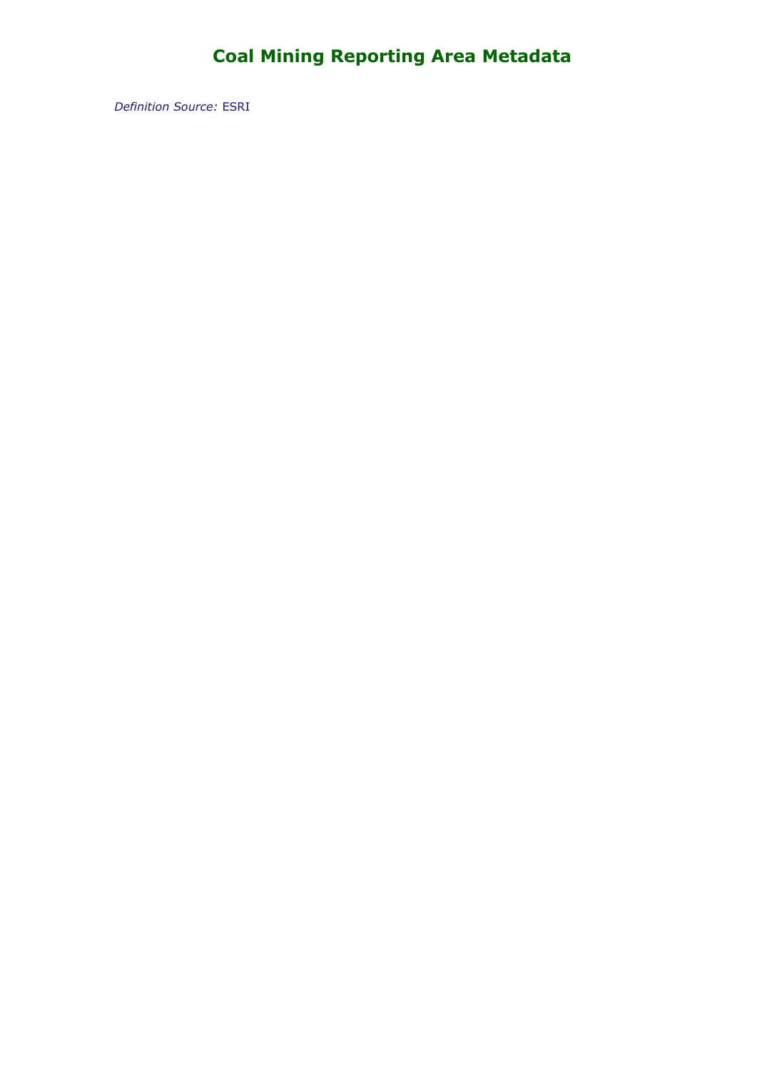*Definition Source:* ESRI